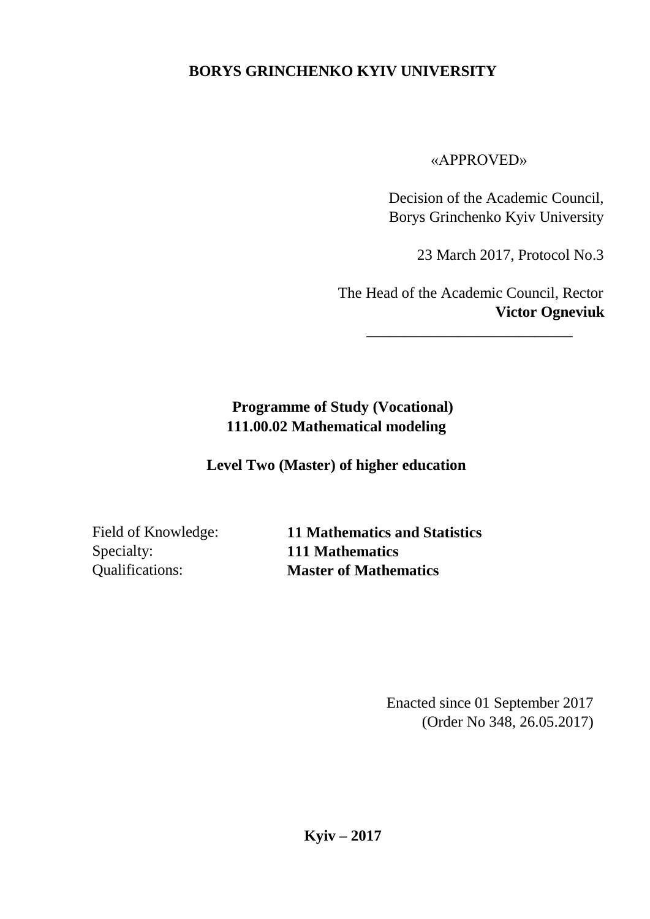**BORYS GRINCHENKO KYIV UNIVERSITY**

«APPROVED»

Decision of the Academic Council,
Borys Grinchenko Kyiv University

23 March 2017, Protocol No.3

The Head of the Academic Council, Rector
**Victor Ogneviuk**

___________________________

# Programme of Study (Vocational)
# 111.00.02 Mathematical modeling

**Level Two (Master) of higher education**

Field of Knowledge: **11 Mathematics and Statistics**
Specialty: **111 Mathematics**
Qualifications: **Master of Mathematics**

Enacted since 01 September 2017
(Order No 348, 26.05.2017)

**Kyiv – 2017**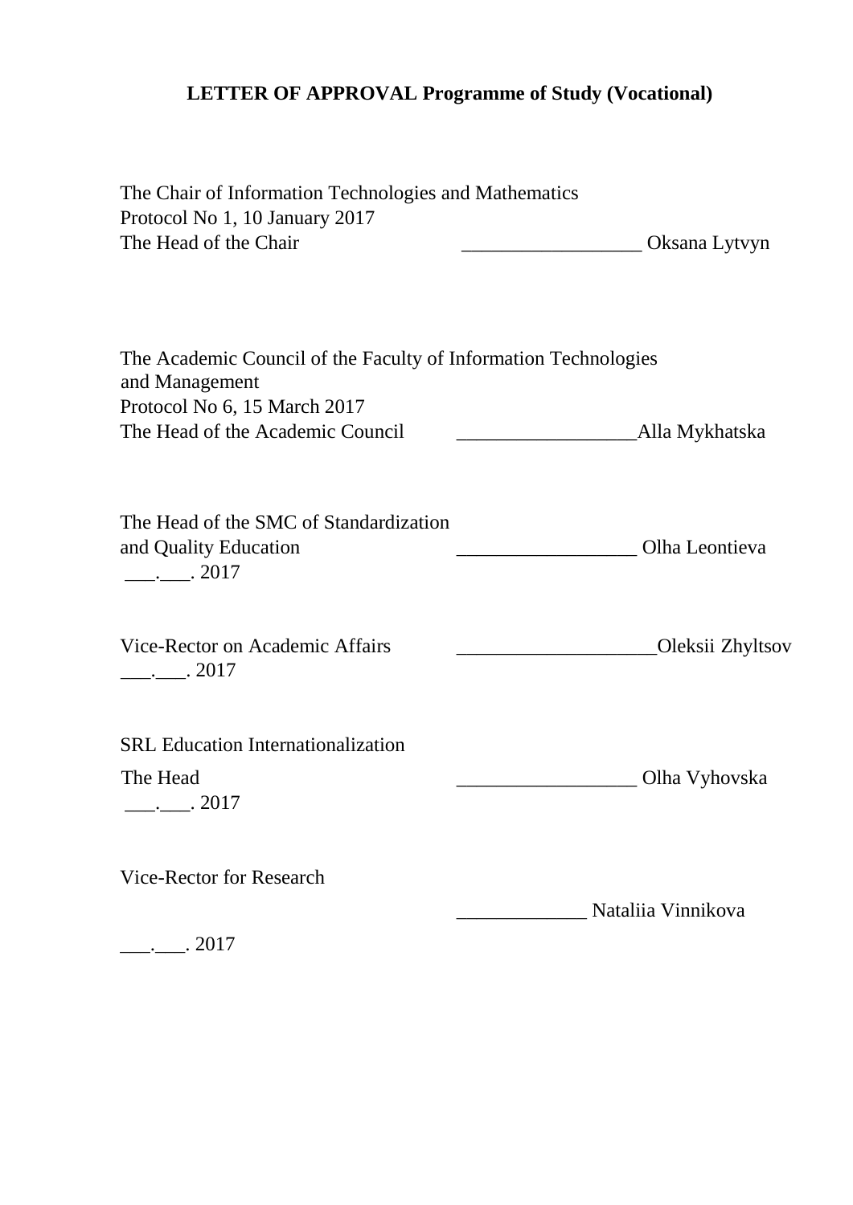**LETTER OF APPROVAL Programme of Study (Vocational)**

The Chair of Information Technologies and Mathematics
Protocol No 1, 10 January 2017
The Head of the Chair __________________ Oksana Lytvyn

The Academic Council of the Faculty of Information Technologies and Management
Protocol No 6, 15 March 2017
The Head of the Academic Council __________________Alla Mykhatska

The Head of the SMC of Standardization and Quality Education __________________ Olha Leontieva
___.___. 2017

Vice-Rector on Academic Affairs ____________________Oleksii Zhyltsov
___.___. 2017

SRL Education Internationalization
The Head __________________ Olha Vyhovska
___.___. 2017

Vice-Rector for Research
_____________ Nataliia Vinnikova
___.___. 2017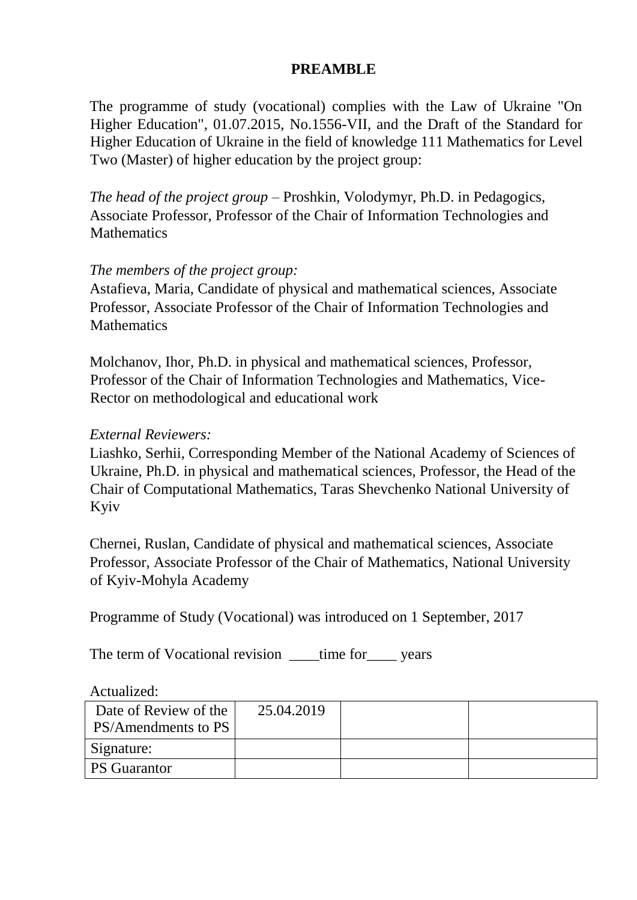## PREAMBLE

The programme of study (vocational) complies with the Law of Ukraine "On Higher Education", 01.07.2015, No.1556-VII, and the Draft of the Standard for Higher Education of Ukraine in the field of knowledge 111 Mathematics for Level Two (Master) of higher education by the project group:

*The head of the project group* – Proshkin, Volodymyr, Ph.D. in Pedagogics, Associate Professor, Professor of the Chair of Information Technologies and Mathematics

*The members of the project group:*
Astafieva, Maria, Candidate of physical and mathematical sciences, Associate Professor, Associate Professor of the Chair of Information Technologies and Mathematics

Molchanov, Ihor, Ph.D. in physical and mathematical sciences, Professor, Professor of the Chair of Information Technologies and Mathematics, Vice-Rector on methodological and educational work

*External Reviewers:*
Liashko, Serhii, Corresponding Member of the National Academy of Sciences of Ukraine, Ph.D. in physical and mathematical sciences, Professor, the Head of the Chair of Computational Mathematics, Taras Shevchenko National University of Kyiv

Chernei, Ruslan, Candidate of physical and mathematical sciences, Associate Professor, Associate Professor of the Chair of Mathematics, National University of Kyiv-Mohyla Academy

Programme of Study (Vocational) was introduced on 1 September, 2017

The term of Vocational revision ____time for____ years

Actualized:

| Date of Review of the PS/Amendments to PS | 25.04.2019 | | |
|---|---|---|---|
| Signature: | | | |
| PS Guarantor | | | |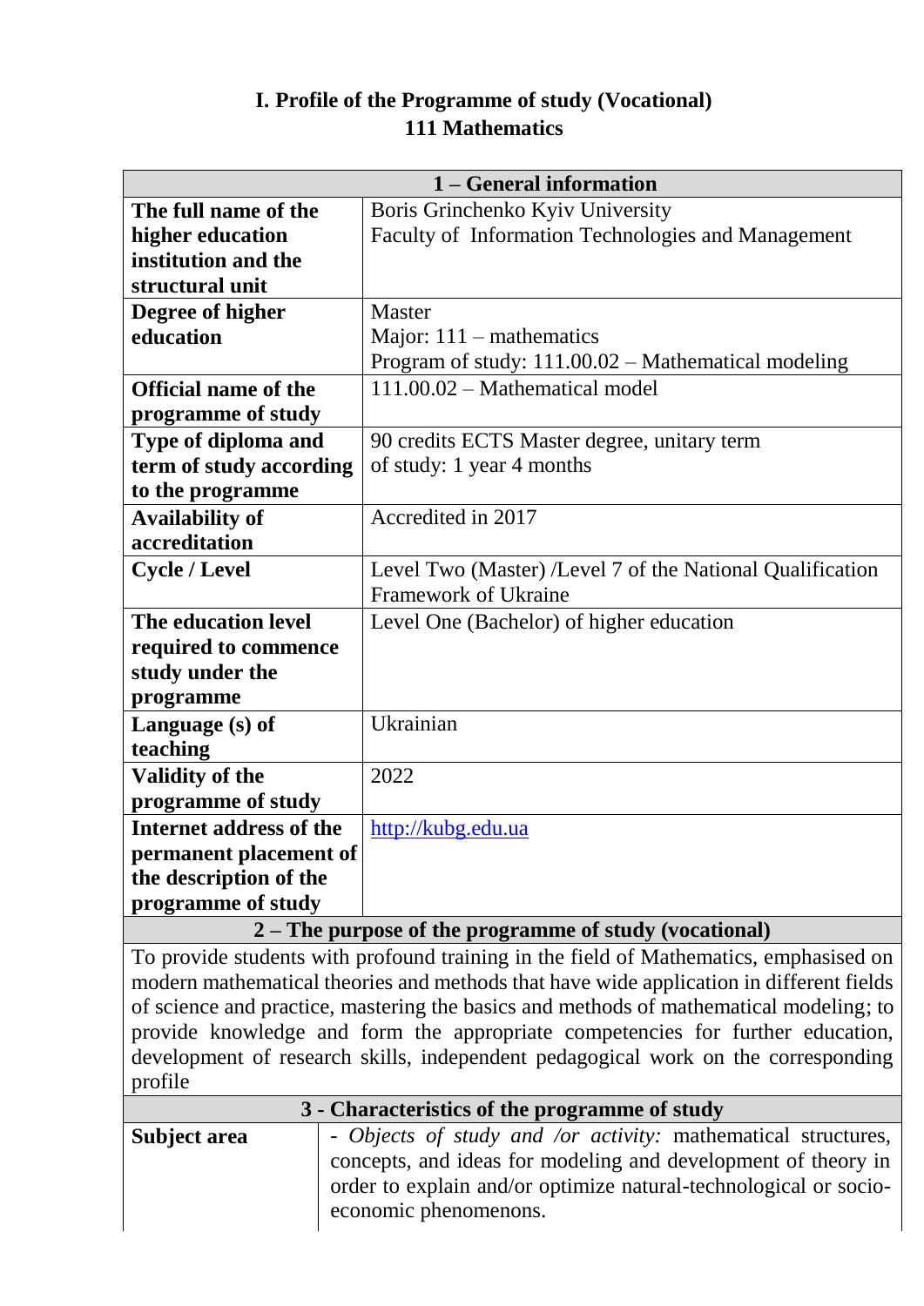## I. Profile of the Programme of study (Vocational)
## 111 Mathematics

| 1 – General information | |
|---|---|
| **The full name of the higher education institution and the structural unit** | Boris Grinchenko Kyiv University<br>Faculty of Information Technologies and Management |
| **Degree of higher education** | Master<br>Major: 111 – mathematics<br>Program of study: 111.00.02 – Mathematical modeling |
| **Official name of the programme of study** | 111.00.02 – Mathematical model |
| **Type of diploma and term of study according to the programme** | 90 credits ECTS Master degree, unitary term of study: 1 year 4 months |
| **Availability of accreditation** | Accredited in 2017 |
| **Cycle / Level** | Level Two (Master) /Level 7 of the National Qualification Framework of Ukraine |
| **The education level required to commence study under the programme** | Level One (Bachelor) of higher education |
| **Language (s) of teaching** | Ukrainian |
| **Validity of the programme of study** | 2022 |
| **Internet address of the permanent placement of the description of the programme of study** | [http://kubg.edu.ua](http://kubg.edu.ua) |
| **2 – The purpose of the programme of study (vocational)** | |
| To provide students with profound training in the field of Mathematics, emphasised on modern mathematical theories and methods that have wide application in different fields of science and practice, mastering the basics and methods of mathematical modeling; to provide knowledge and form the appropriate competencies for further education, development of research skills, independent pedagogical work on the corresponding profile | |
| **3 - Characteristics of the programme of study** | |
| **Subject area** | - *Objects of study and /or activity:* mathematical structures, concepts, and ideas for modeling and development of theory in order to explain and/or optimize natural-technological or socio-economic phenomenons. |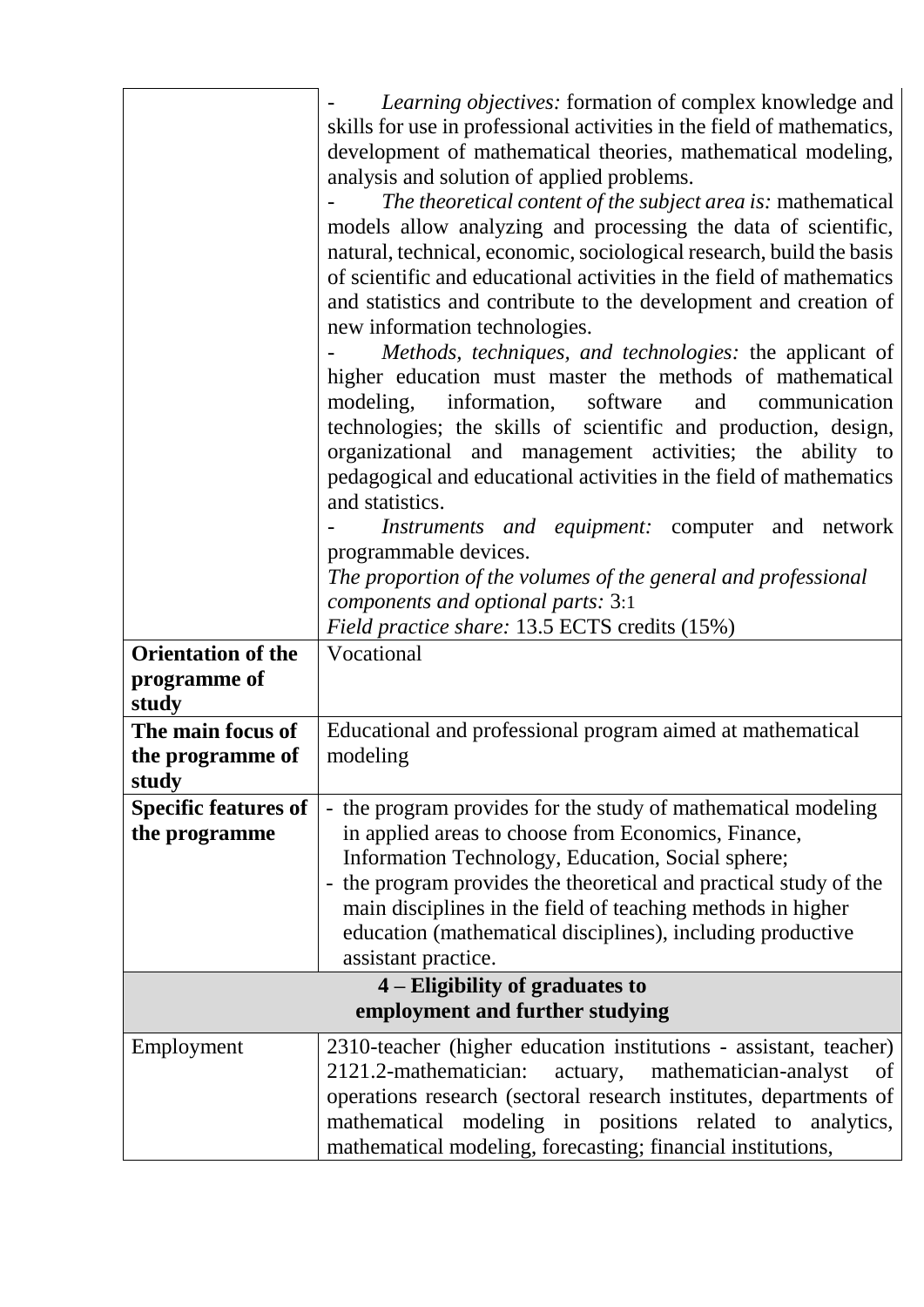| | |
|---|---|
| | - *Learning objectives:* formation of complex knowledge and skills for use in professional activities in the field of mathematics, development of mathematical theories, mathematical modeling, analysis and solution of applied problems.<br>- *The theoretical content of the subject area is:* mathematical models allow analyzing and processing the data of scientific, natural, technical, economic, sociological research, build the basis of scientific and educational activities in the field of mathematics and statistics and contribute to the development and creation of new information technologies.<br>- *Methods, techniques, and technologies:* the applicant of higher education must master the methods of mathematical modeling, information, software and communication technologies; the skills of scientific and production, design, organizational and management activities; the ability to pedagogical and educational activities in the field of mathematics and statistics.<br>- *Instruments and equipment:* computer and network programmable devices.<br>*The proportion of the volumes of the general and professional components and optional parts:* 3:1<br>*Field practice share:* 13.5 ECTS credits (15%) |
| **Orientation of the programme of study** | Vocational |
| **The main focus of the programme of study** | Educational and professional program aimed at mathematical modeling |
| **Specific features of the programme** | - the program provides for the study of mathematical modeling in applied areas to choose from Economics, Finance, Information Technology, Education, Social sphere;<br>- the program provides the theoretical and practical study of the main disciplines in the field of teaching methods in higher education (mathematical disciplines), including productive assistant practice. |
| **4 – Eligibility of graduates to employment and further studying** | |
| Employment | 2310-teacher (higher education institutions - assistant, teacher)<br>2121.2-mathematician: actuary, mathematician-analyst of operations research (sectoral research institutes, departments of mathematical modeling in positions related to analytics, mathematical modeling, forecasting; financial institutions, |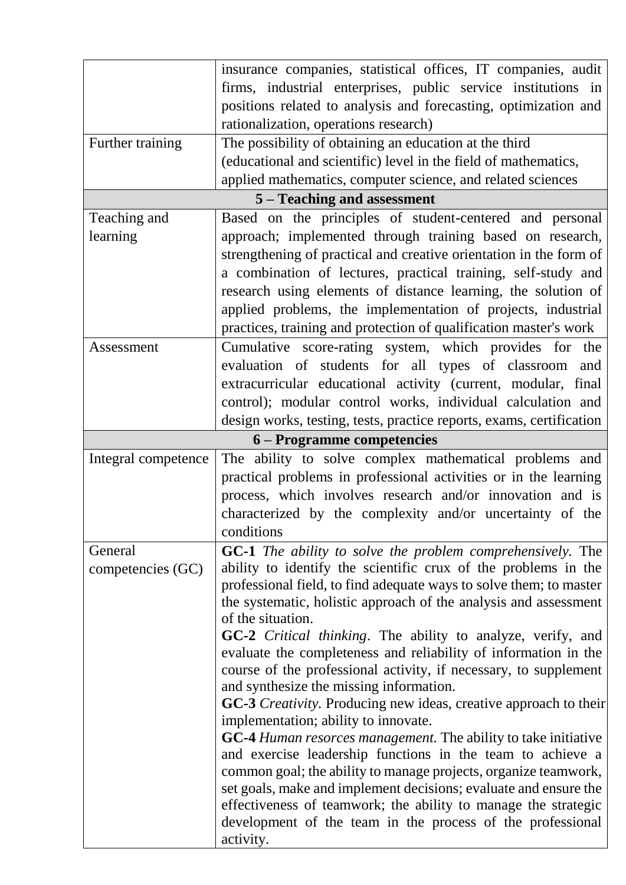| | |
|---|---|
| | insurance companies, statistical offices, IT companies, audit firms, industrial enterprises, public service institutions in positions related to analysis and forecasting, optimization and rationalization, operations research) |
| Further training | The possibility of obtaining an education at the third (educational and scientific) level in the field of mathematics, applied mathematics, computer science, and related sciences |
| **5 – Teaching and assessment** | |
| Teaching and learning | Based on the principles of student-centered and personal approach; implemented through training based on research, strengthening of practical and creative orientation in the form of a combination of lectures, practical training, self-study and research using elements of distance learning, the solution of applied problems, the implementation of projects, industrial practices, training and protection of qualification master's work |
| Assessment | Cumulative score-rating system, which provides for the evaluation of students for all types of classroom and extracurricular educational activity (current, modular, final control); modular control works, individual calculation and design works, testing, tests, practice reports, exams, certification |
| **6 – Programme competencies** | |
| Integral competence | The ability to solve complex mathematical problems and practical problems in professional activities or in the learning process, which involves research and/or innovation and is characterized by the complexity and/or uncertainty of the conditions |
| General competencies (GC) | **GC-1** *The ability to solve the problem comprehensively.* The ability to identify the scientific crux of the problems in the professional field, to find adequate ways to solve them; to master the systematic, holistic approach of the analysis and assessment of the situation.<br>**GC-2** *Critical thinking*. The ability to analyze, verify, and evaluate the completeness and reliability of information in the course of the professional activity, if necessary, to supplement and synthesize the missing information.<br>**GC-3** *Creativity.* Producing new ideas, creative approach to their implementation; ability to innovate.<br>**GC-4** *Human resorces management.* The ability to take initiative and exercise leadership functions in the team to achieve a common goal; the ability to manage projects, organize teamwork, set goals, make and implement decisions; evaluate and ensure the effectiveness of teamwork; the ability to manage the strategic development of the team in the process of the professional activity. |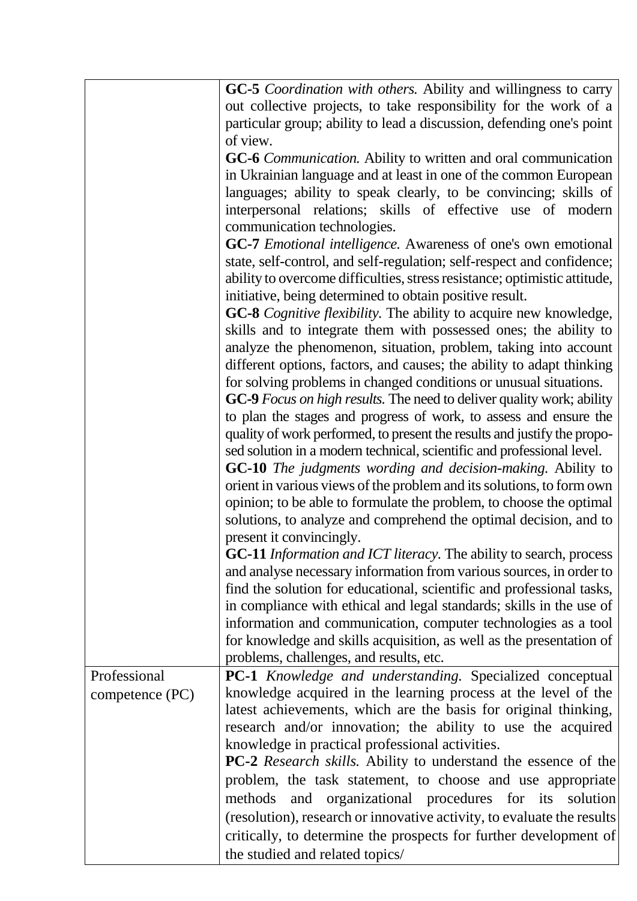| | |
|---|---|
| | **GC-5** *Coordination with others.* Ability and willingness to carry out collective projects, to take responsibility for the work of a particular group; ability to lead a discussion, defending one's point of view.<br>**GC-6** *Communication.* Ability to written and oral communication in Ukrainian language and at least in one of the common European languages; ability to speak clearly, to be convincing; skills of interpersonal relations; skills of effective use of modern communication technologies.<br>**GC-7** *Emotional intelligence.* Awareness of one's own emotional state, self-control, and self-regulation; self-respect and confidence; ability to overcome difficulties, stress resistance; optimistic attitude, initiative, being determined to obtain positive result.<br>**GC-8** *Cognitive flexibility.* The ability to acquire new knowledge, skills and to integrate them with possessed ones; the ability to analyze the phenomenon, situation, problem, taking into account different options, factors, and causes; the ability to adapt thinking for solving problems in changed conditions or unusual situations.<br>**GC-9** *Focus on high results.* The need to deliver quality work; ability to plan the stages and progress of work, to assess and ensure the quality of work performed, to present the results and justify the proposed solution in a modern technical, scientific and professional level.<br>**GC-10** *The judgments wording and decision-making.* Ability to orient in various views of the problem and its solutions, to form own opinion; to be able to formulate the problem, to choose the optimal solutions, to analyze and comprehend the optimal decision, and to present it convincingly.<br>**GC-11** *Information and ICT literacy.* The ability to search, process and analyse necessary information from various sources, in order to find the solution for educational, scientific and professional tasks, in compliance with ethical and legal standards; skills in the use of information and communication, computer technologies as a tool for knowledge and skills acquisition, as well as the presentation of problems, challenges, and results, etc. |
| Professional competence (PC) | **PC-1** *Knowledge and understanding.* Specialized conceptual knowledge acquired in the learning process at the level of the latest achievements, which are the basis for original thinking, research and/or innovation; the ability to use the acquired knowledge in practical professional activities.<br>**PC-2** *Research skills.* Ability to understand the essence of the problem, the task statement, to choose and use appropriate methods and organizational procedures for its solution (resolution), research or innovative activity, to evaluate the results critically, to determine the prospects for further development of the studied and related topics/ |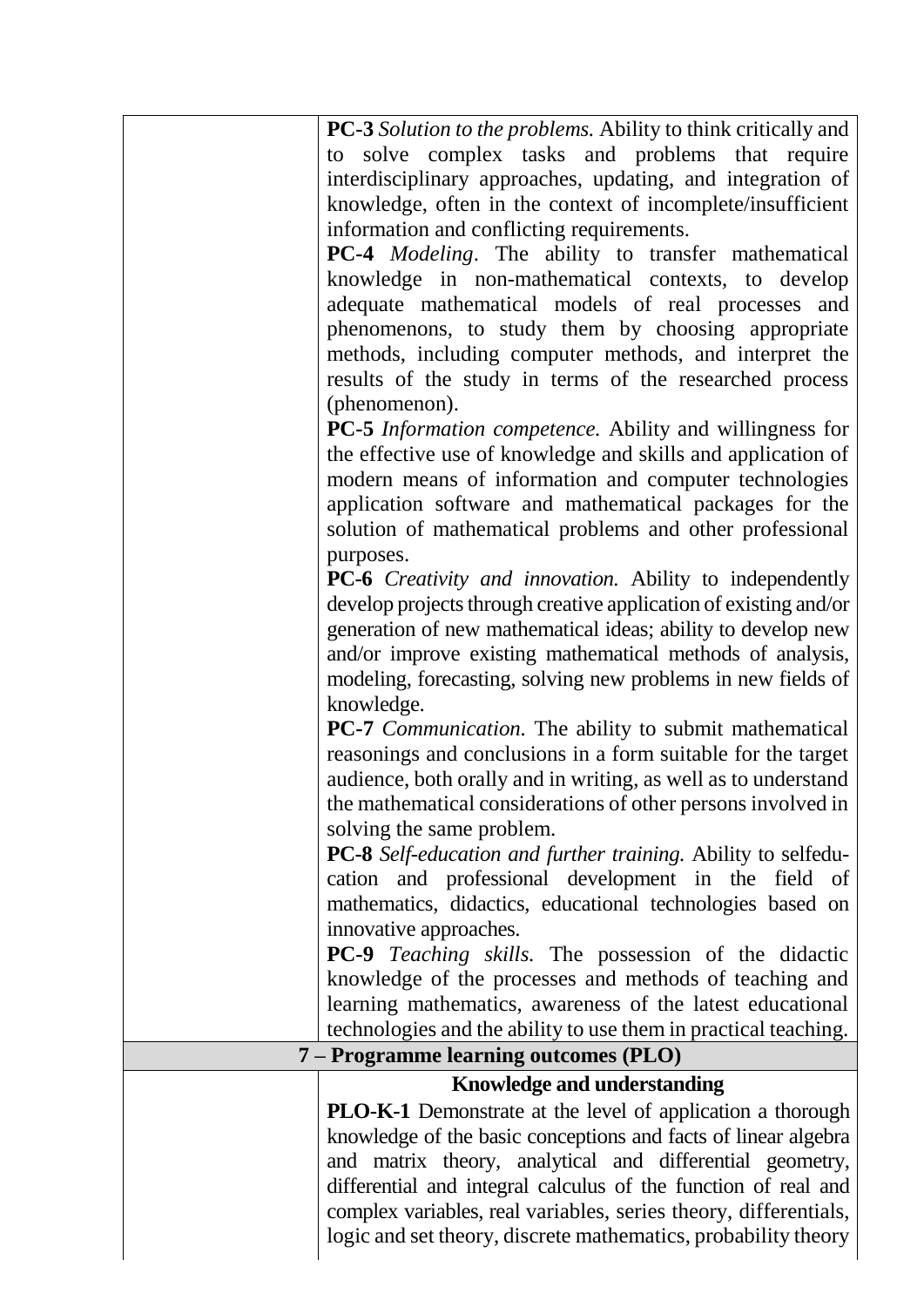| | |
|---|---|
| | **PC-3** *Solution to the problems.* Ability to think critically and to solve complex tasks and problems that require interdisciplinary approaches, updating, and integration of knowledge, often in the context of incomplete/insufficient information and conflicting requirements.<br>**PC-4** *Modeling*. The ability to transfer mathematical knowledge in non-mathematical contexts, to develop adequate mathematical models of real processes and phenomenons, to study them by choosing appropriate methods, including computer methods, and interpret the results of the study in terms of the researched process (phenomenon).<br>**PC-5** *Information competence.* Ability and willingness for the effective use of knowledge and skills and application of modern means of information and computer technologies application software and mathematical packages for the solution of mathematical problems and other professional purposes.<br>**PC-6** *Creativity and innovation.* Ability to independently develop projects through creative application of existing and/or generation of new mathematical ideas; ability to develop new and/or improve existing mathematical methods of analysis, modeling, forecasting, solving new problems in new fields of knowledge.<br>**PC-7** *Communication.* The ability to submit mathematical reasonings and conclusions in a form suitable for the target audience, both orally and in writing, as well as to understand the mathematical considerations of other persons involved in solving the same problem.<br>**PC-8** *Self-education and further training.* Ability to selfeducation and professional development in the field of mathematics, didactics, educational technologies based on innovative approaches.<br>**PC-9** *Teaching skills.* The possession of the didactic knowledge of the processes and methods of teaching and learning mathematics, awareness of the latest educational technologies and the ability to use them in practical teaching. |
| **7 – Programme learning outcomes (PLO)** | |
| | **Knowledge and understanding**<br>**PLO-K-1** Demonstrate at the level of application a thorough knowledge of the basic conceptions and facts of linear algebra and matrix theory, analytical and differential geometry, differential and integral calculus of the function of real and complex variables, real variables, series theory, differentials, logic and set theory, discrete mathematics, probability theory |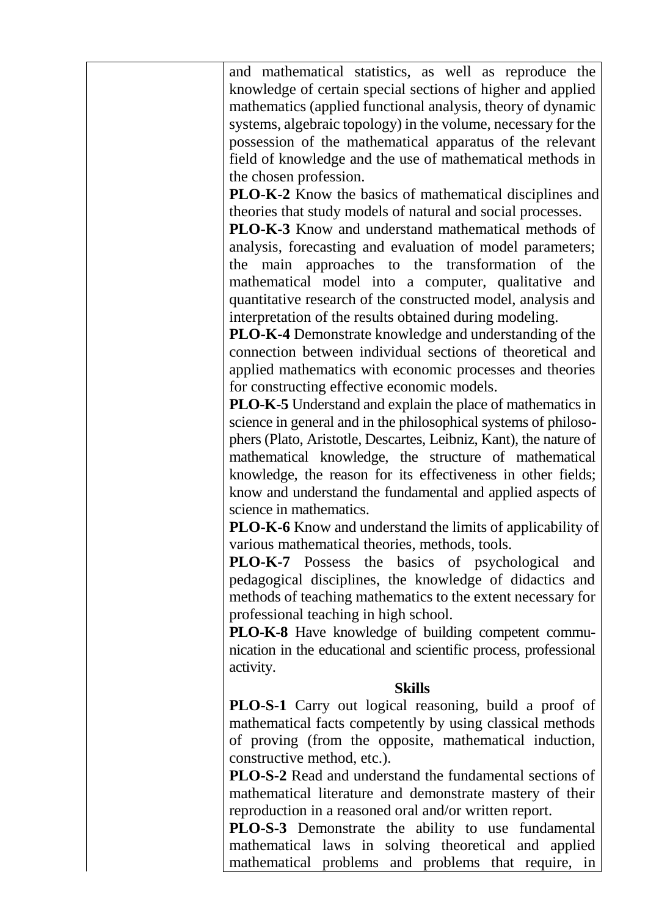| | |
|---|---|
| | and mathematical statistics, as well as reproduce the knowledge of certain special sections of higher and applied mathematics (applied functional analysis, theory of dynamic systems, algebraic topology) in the volume, necessary for the possession of the mathematical apparatus of the relevant field of knowledge and the use of mathematical methods in the chosen profession.<br>**PLO-K-2** Know the basics of mathematical disciplines and theories that study models of natural and social processes.<br>**PLO-K-3** Know and understand mathematical methods of analysis, forecasting and evaluation of model parameters; the main approaches to the transformation of the mathematical model into a computer, qualitative and quantitative research of the constructed model, analysis and interpretation of the results obtained during modeling.<br>**PLO-K-4** Demonstrate knowledge and understanding of the connection between individual sections of theoretical and applied mathematics with economic processes and theories for constructing effective economic models.<br>**PLO-K-5** Understand and explain the place of mathematics in science in general and in the philosophical systems of philosophers (Plato, Aristotle, Descartes, Leibniz, Kant), the nature of mathematical knowledge, the structure of mathematical knowledge, the reason for its effectiveness in other fields; know and understand the fundamental and applied aspects of science in mathematics.<br>**PLO-K-6** Know and understand the limits of applicability of various mathematical theories, methods, tools.<br>**PLO-K-7** Possess the basics of psychological and pedagogical disciplines, the knowledge of didactics and methods of teaching mathematics to the extent necessary for professional teaching in high school.<br>**PLO-K-8** Have knowledge of building competent communication in the educational and scientific process, professional activity.<br>**Skills**<br>**PLO-S-1** Carry out logical reasoning, build a proof of mathematical facts competently by using classical methods of proving (from the opposite, mathematical induction, constructive method, etc.).<br>**PLO-S-2** Read and understand the fundamental sections of mathematical literature and demonstrate mastery of their reproduction in a reasoned oral and/or written report.<br>**PLO-S-3** Demonstrate the ability to use fundamental mathematical laws in solving theoretical and applied mathematical problems and problems that require, in |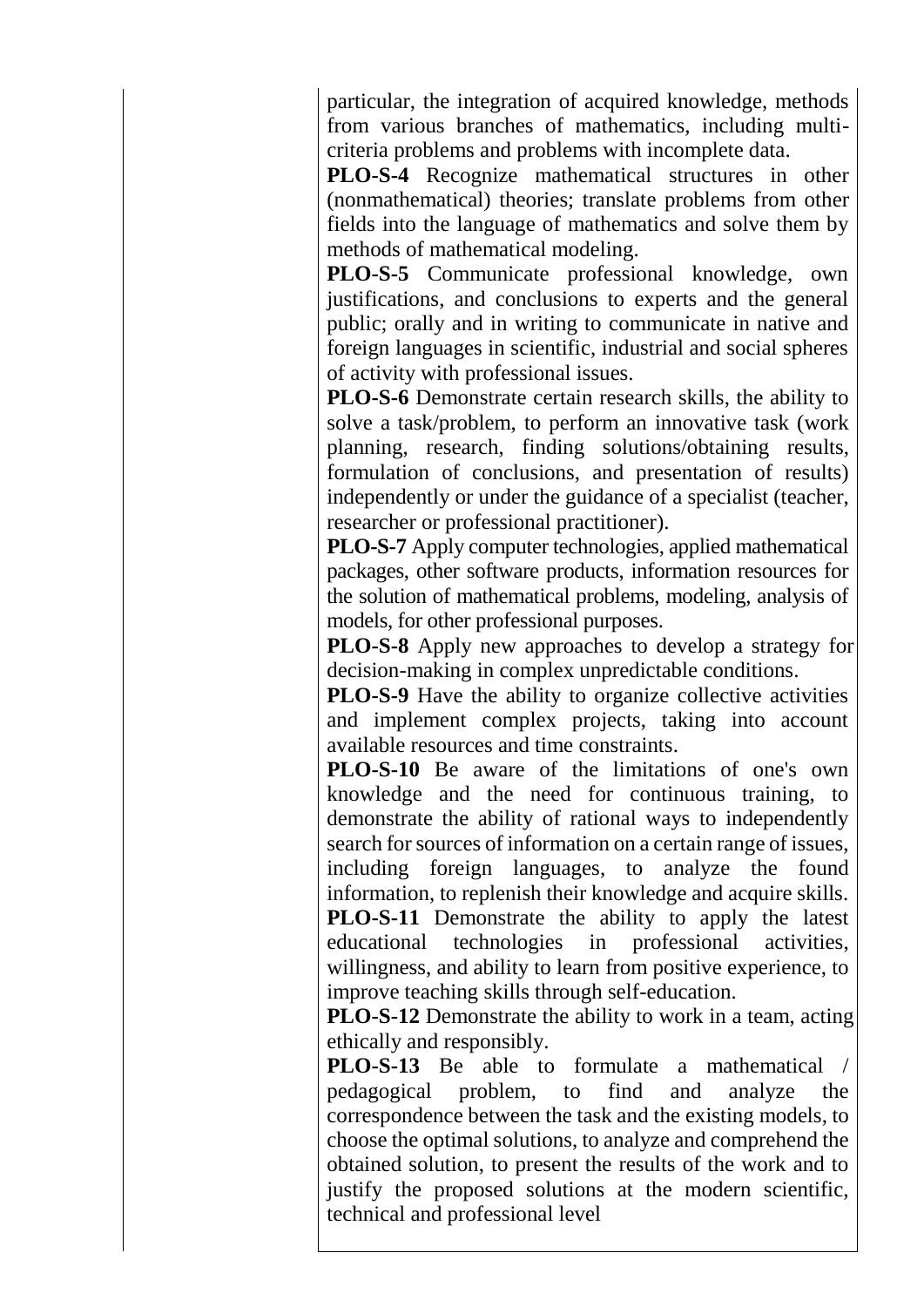| | |
|---|---|
| | particular, the integration of acquired knowledge, methods from various branches of mathematics, including multi-criteria problems and problems with incomplete data.<br>**PLO-S-4** Recognize mathematical structures in other (nonmathematical) theories; translate problems from other fields into the language of mathematics and solve them by methods of mathematical modeling.<br>**PLO-S-5** Communicate professional knowledge, own justifications, and conclusions to experts and the general public; orally and in writing to communicate in native and foreign languages in scientific, industrial and social spheres of activity with professional issues.<br>**PLO-S-6** Demonstrate certain research skills, the ability to solve a task/problem, to perform an innovative task (work planning, research, finding solutions/obtaining results, formulation of conclusions, and presentation of results) independently or under the guidance of a specialist (teacher, researcher or professional practitioner).<br>**PLO-S-7** Apply computer technologies, applied mathematical packages, other software products, information resources for the solution of mathematical problems, modeling, analysis of models, for other professional purposes.<br>**PLO-S-8** Apply new approaches to develop a strategy for decision-making in complex unpredictable conditions.<br>**PLO-S-9** Have the ability to organize collective activities and implement complex projects, taking into account available resources and time constraints.<br>**PLO-S-10** Be aware of the limitations of one's own knowledge and the need for continuous training, to demonstrate the ability of rational ways to independently search for sources of information on a certain range of issues, including foreign languages, to analyze the found information, to replenish their knowledge and acquire skills.<br>**PLO-S-11** Demonstrate the ability to apply the latest educational technologies in professional activities, willingness, and ability to learn from positive experience, to improve teaching skills through self-education.<br>**PLO-S-12** Demonstrate the ability to work in a team, acting ethically and responsibly.<br>**PLO-S-13** Be able to formulate a mathematical / pedagogical problem, to find and analyze the correspondence between the task and the existing models, to choose the optimal solutions, to analyze and comprehend the obtained solution, to present the results of the work and to justify the proposed solutions at the modern scientific, technical and professional level |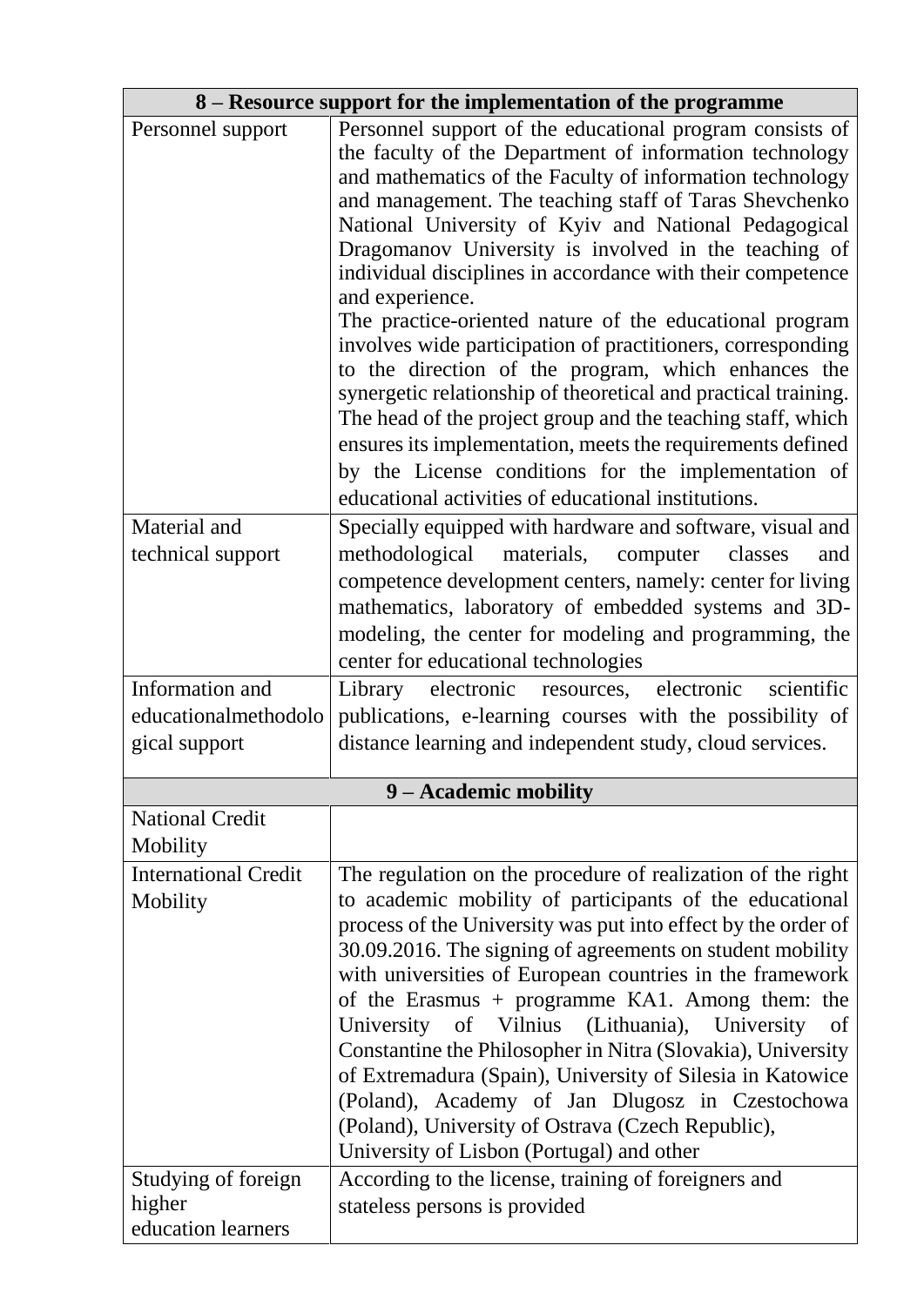| 8 – Resource support for the implementation of the programme | |
|---|---|
| Personnel support | Personnel support of the educational program consists of the faculty of the Department of information technology and mathematics of the Faculty of information technology and management. The teaching staff of Taras Shevchenko National University of Kyiv and National Pedagogical Dragomanov University is involved in the teaching of individual disciplines in accordance with their competence and experience. The practice-oriented nature of the educational program involves wide participation of practitioners, corresponding to the direction of the program, which enhances the synergetic relationship of theoretical and practical training. The head of the project group and the teaching staff, which ensures its implementation, meets the requirements defined by the License conditions for the implementation of educational activities of educational institutions. |
| Material and technical support | Specially equipped with hardware and software, visual and methodological materials, computer classes and competence development centers, namely: center for living mathematics, laboratory of embedded systems and 3D-modeling, the center for modeling and programming, the center for educational technologies |
| Information and educationalmethodological support | Library electronic resources, electronic scientific publications, e-learning courses with the possibility of distance learning and independent study, cloud services. |
| **9 – Academic mobility** | |
| National Credit Mobility | |
| International Credit Mobility | The regulation on the procedure of realization of the right to academic mobility of participants of the educational process of the University was put into effect by the order of 30.09.2016. The signing of agreements on student mobility with universities of European countries in the framework of the Erasmus + programme KA1. Among them: the University of Vilnius (Lithuania), University of Constantine the Philosopher in Nitra (Slovakia), University of Extremadura (Spain), University of Silesia in Katowice (Poland), Academy of Jan Dlugosz in Czestochowa (Poland), University of Ostrava (Czech Republic), University of Lisbon (Portugal) and other |
| Studying of foreign higher education learners | According to the license, training of foreigners and stateless persons is provided |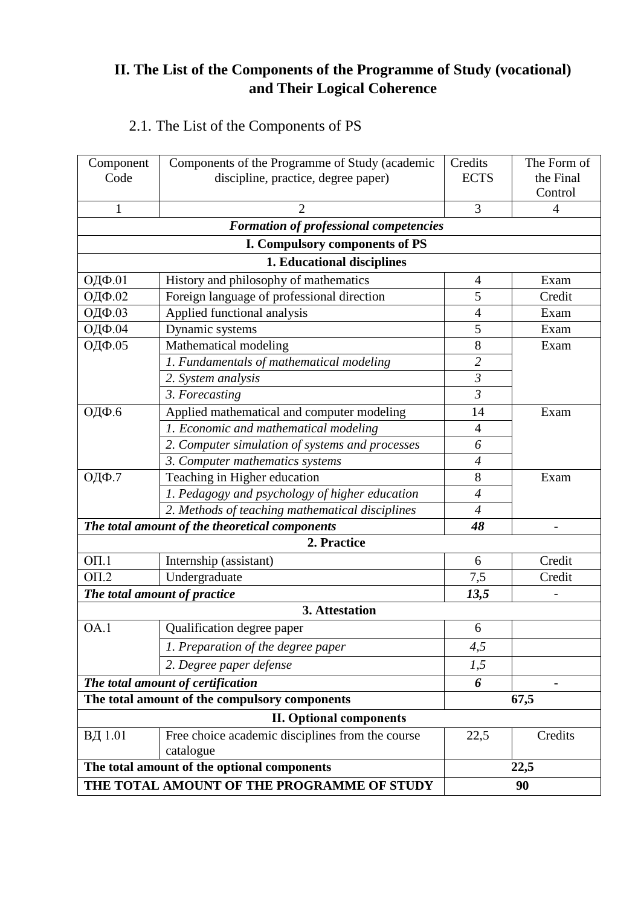## II. The List of the Components of the Programme of Study (vocational) and Their Logical Coherence

### 2.1. The List of the Components of PS

| Component Code | Components of the Programme of Study (academic discipline, practice, degree paper) | Credits ECTS | The Form of the Final Control |
|---|---|---|---|
| 1 | 2 | 3 | 4 |
| | ***Formation of professional competencies*** | | |
| | **I. Compulsory components of PS** | | |
| | **1. Educational disciplines** | | |
| ОДФ.01 | History and philosophy of mathematics | 4 | Exam |
| ОДФ.02 | Foreign language of professional direction | 5 | Credit |
| ОДФ.03 | Applied functional analysis | 4 | Exam |
| ОДФ.04 | Dynamic systems | 5 | Exam |
| ОДФ.05 | Mathematical modeling | 8 | Exam |
| | *1. Fundamentals of mathematical modeling* | *2* | |
| | *2. System analysis* | *3* | |
| | *3. Forecasting* | *3* | |
| ОДФ.6 | Applied mathematical and computer modeling | 14 | Exam |
| | *1. Economic and mathematical modeling* | 4 | |
| | *2. Computer simulation of systems and processes* | *6* | |
| | *3. Computer mathematics systems* | *4* | |
| ОДФ.7 | Teaching in Higher education | 8 | Exam |
| | *1. Pedagogy and psychology of higher education* | *4* | |
| | *2. Methods of teaching mathematical disciplines* | *4* | |
| ***The total amount of the theoretical components*** | | ***48*** | - |
| | **2. Practice** | | |
| ОП.1 | Internship (assistant) | 6 | Credit |
| ОП.2 | Undergraduate | 7,5 | Credit |
| ***The total amount of practice*** | | ***13,5*** | - |
| | **3. Attestation** | | |
| ОА.1 | Qualification degree paper | 6 | |
| | *1. Preparation of the degree paper* | *4,5* | |
| | *2. Degree paper defense* | *1,5* | |
| ***The total amount of certification*** | | ***6*** | - |
| **The total amount of the compulsory components** | | **67,5** | |
| | **II. Optional components** | | |
| ВД 1.01 | Free choice academic disciplines from the course catalogue | 22,5 | Credits |
| **The total amount of the optional components** | | **22,5** | |
| **THE TOTAL AMOUNT OF THE PROGRAMME OF STUDY** | | **90** | |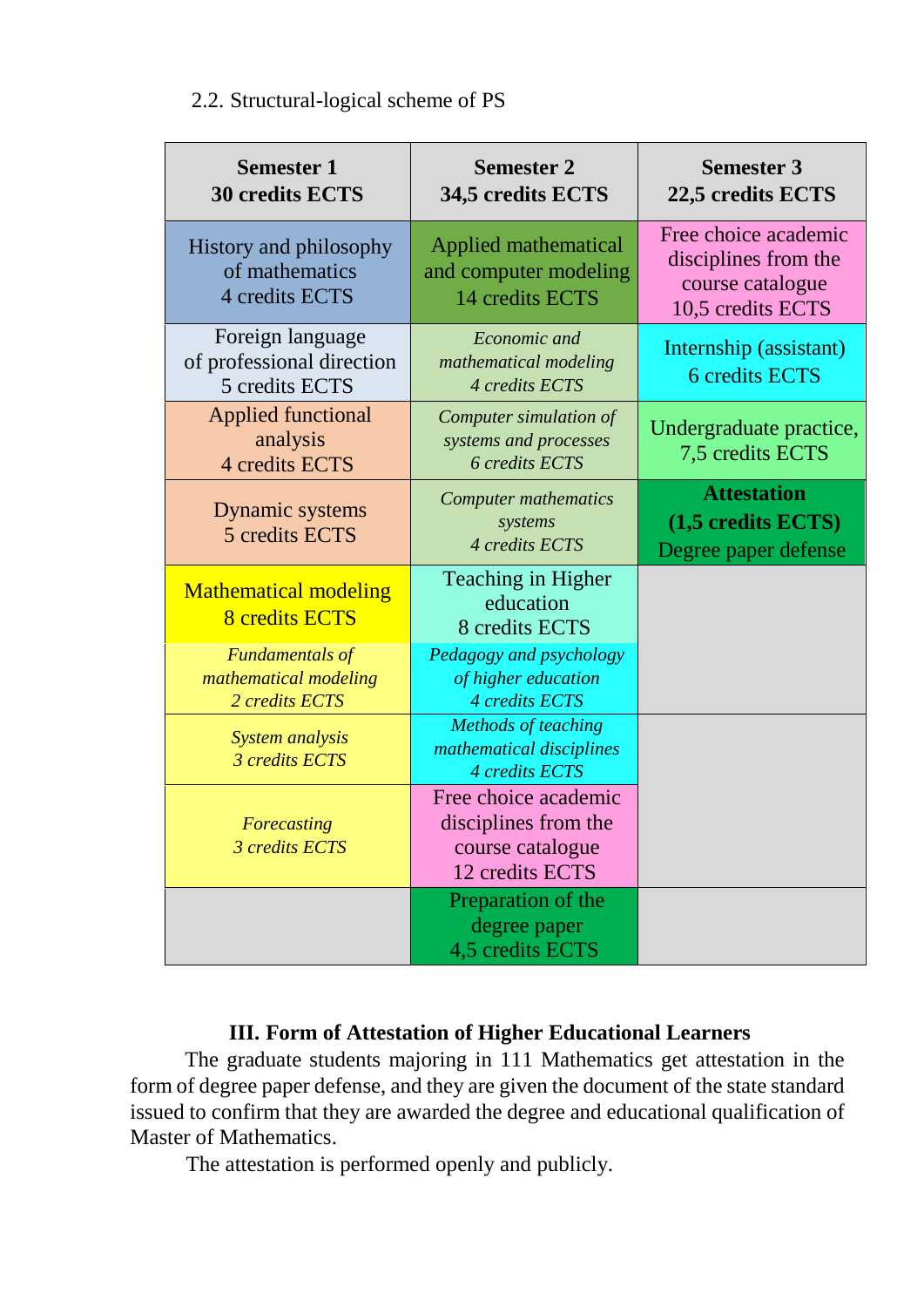2.2. Structural-logical scheme of PS

| **Semester 1** **30 credits ECTS** | **Semester 2** **34,5 credits ECTS** | **Semester 3** **22,5 credits ECTS** |
| --- | --- | --- |
| History and philosophy of mathematics 4 credits ECTS | Applied mathematical and computer modeling 14 credits ECTS | Free choice academic disciplines from the course catalogue 10,5 credits ECTS |
| Foreign language of professional direction 5 credits ECTS | *Economic and mathematical modeling 4 credits ECTS* | Internship (assistant) 6 credits ECTS |
| Applied functional analysis 4 credits ECTS | *Computer simulation of systems and processes 6 credits ECTS* | Undergraduate practice, 7,5 credits ECTS |
| Dynamic systems 5 credits ECTS | *Computer mathematics systems 4 credits ECTS* | **Attestation (1,5 credits ECTS)** Degree paper defense |
| Mathematical modeling 8 credits ECTS | Teaching in Higher education 8 credits ECTS | |
| *Fundamentals of mathematical modeling 2 credits ECTS* | *Pedagogy and psychology of higher education 4 credits ECTS* | |
| *System analysis 3 credits ECTS* | *Methods of teaching mathematical disciplines 4 credits ECTS* | |
| *Forecasting 3 credits ECTS* | Free choice academic disciplines from the course catalogue 12 credits ECTS | |
| | Preparation of the degree paper 4,5 credits ECTS | |

## III. Form of Attestation of Higher Educational Learners

The graduate students majoring in 111 Mathematics get attestation in the form of degree paper defense, and they are given the document of the state standard issued to confirm that they are awarded the degree and educational qualification of Master of Mathematics.

The attestation is performed openly and publicly.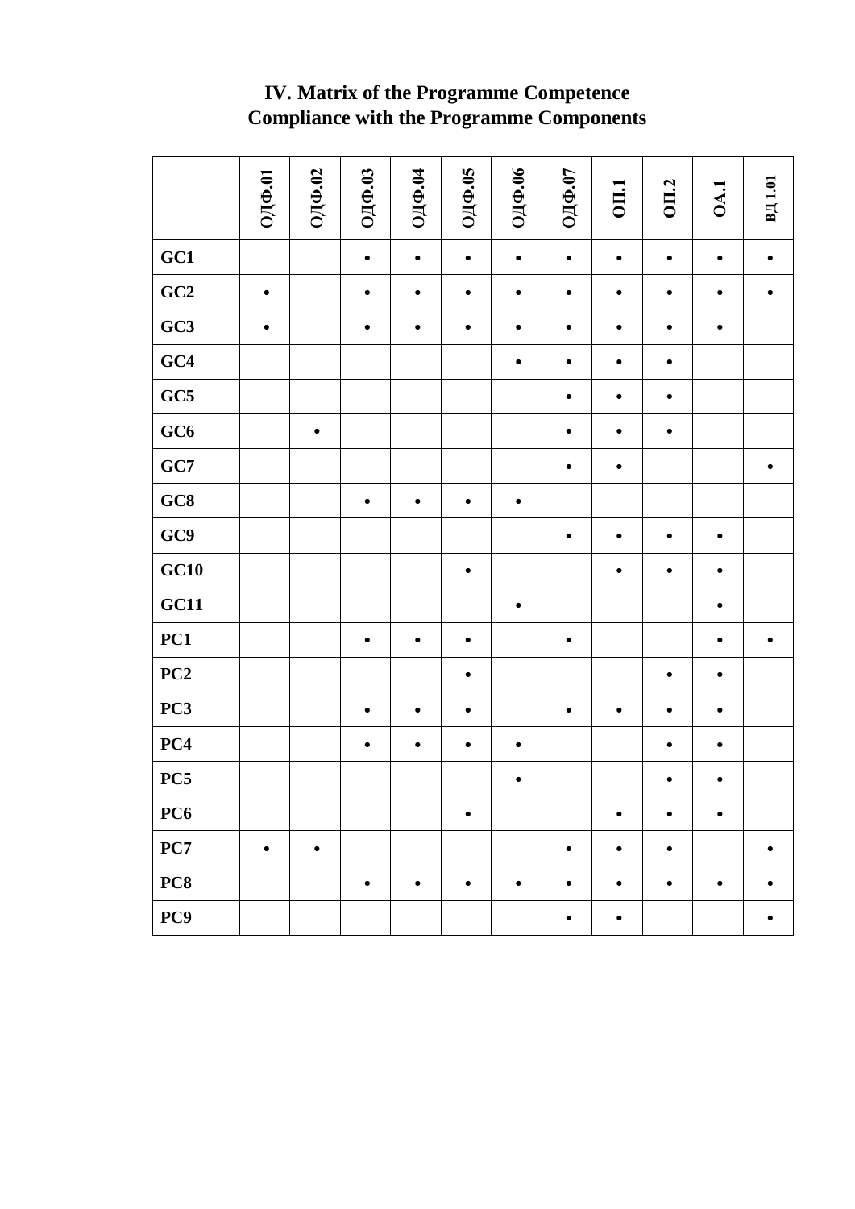## IV. Matrix of the Programme Competence Compliance with the Programme Components

| | ОДФ.01 | ОДФ.02 | ОДФ.03 | ОДФ.04 | ОДФ.05 | ОДФ.06 | ОДФ.07 | ОП.1 | ОП.2 | ОА.1 | ВД 1.01 |
|---|---|---|---|---|---|---|---|---|---|---|---|
| **GC1** | | | • | • | • | • | • | • | • | • | • |
| **GC2** | • | | • | • | • | • | • | • | • | • | • |
| **GC3** | • | | • | • | • | • | • | • | • | • | |
| **GC4** | | | | | | • | • | • | • | | |
| **GC5** | | | | | | | • | • | • | | |
| **GC6** | | • | | | | | • | • | • | | |
| **GC7** | | | | | | | • | • | | | • |
| **GC8** | | | • | • | • | • | | | | | |
| **GC9** | | | | | | | • | • | • | • | |
| **GC10** | | | | | • | | | • | • | • | |
| **GC11** | | | | | | • | | | | • | |
| **PC1** | | | • | • | • | | • | | | • | • |
| **PC2** | | | | | • | | | | • | • | |
| **PC3** | | | • | • | • | | • | • | • | • | |
| **PC4** | | | • | • | • | • | | | • | • | |
| **PC5** | | | | | | • | | | • | • | |
| **PC6** | | | | | • | | | • | • | • | |
| **PC7** | • | • | | | | | • | • | • | | • |
| **PC8** | | | • | • | • | • | • | • | • | • | • |
| **PC9** | | | | | | | • | • | | | • |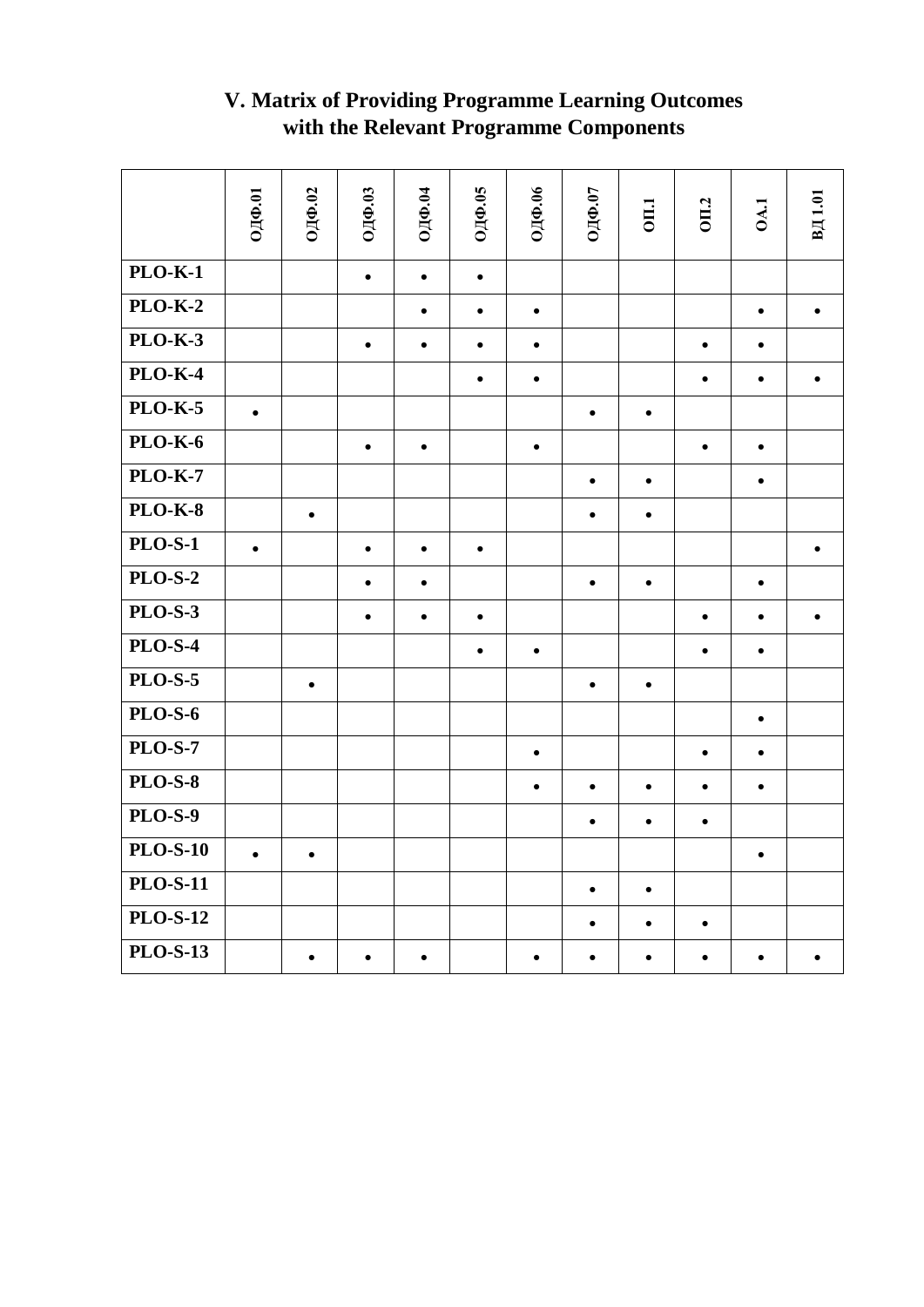## V. Matrix of Providing Programme Learning Outcomes with the Relevant Programme Components

| | ОДФ.01 | ОДФ.02 | ОДФ.03 | ОДФ.04 | ОДФ.05 | ОДФ.06 | ОДФ.07 | ОП.1 | ОП.2 | ОА.1 | ВД 1.01 |
|---|---|---|---|---|---|---|---|---|---|---|---|
| **PLO-K-1** | | | • | • | • | | | | | | |
| **PLO-K-2** | | | | • | • | • | | | | • | • |
| **PLO-K-3** | | | • | • | • | • | | | • | • | |
| **PLO-K-4** | | | | | • | • | | | • | • | • |
| **PLO-K-5** | • | | | | | | • | • | | | |
| **PLO-K-6** | | | • | • | | • | | | • | • | |
| **PLO-K-7** | | | | | | | • | • | | • | |
| **PLO-K-8** | | • | | | | | • | • | | | |
| **PLO-S-1** | • | | • | • | • | | | | | | • |
| **PLO-S-2** | | | • | • | | | • | • | | • | |
| **PLO-S-3** | | | • | • | • | | | | • | • | • |
| **PLO-S-4** | | | | | • | • | | | • | • | |
| **PLO-S-5** | | • | | | | | • | • | | | |
| **PLO-S-6** | | | | | | | | | | • | |
| **PLO-S-7** | | | | | | • | | | • | • | |
| **PLO-S-8** | | | | | | • | • | • | • | • | |
| **PLO-S-9** | | | | | | | • | • | • | | |
| **PLO-S-10** | • | • | | | | | | | | • | |
| **PLO-S-11** | | | | | | | • | • | | | |
| **PLO-S-12** | | | | | | | • | • | • | | |
| **PLO-S-13** | | • | • | • | | • | • | • | • | • | • |